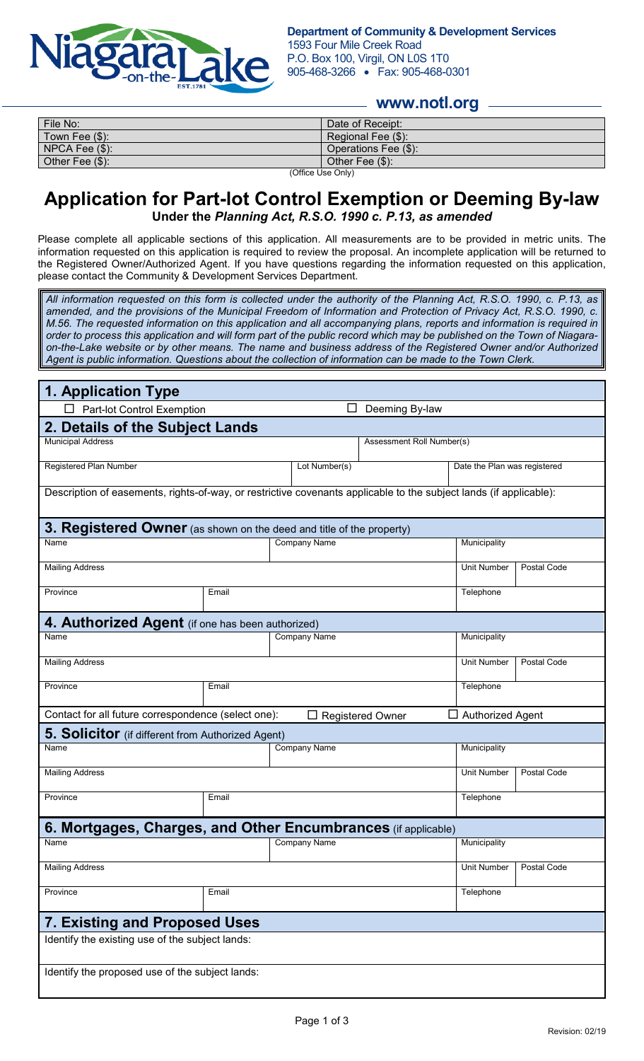**Department of Community & Development Services**
1593 Four Mile Creek Road
P.O. Box 100, Virgil, ON L0S 1T0
905-468-3266 • Fax: 905-468-0301

**www.notl.org**

| File No: | Date of Receipt: |
|---|---|
| Town Fee ($): | Regional Fee ($): |
| NPCA Fee ($): | Operations Fee ($): |
| Other Fee ($): | Other Fee ($): |

(Office Use Only)

# Application for Part-lot Control Exemption or Deeming By-law

**Under the *Planning Act, R.S.O. 1990 c. P.13, as amended***

Please complete all applicable sections of this application. All measurements are to be provided in metric units. The information requested on this application is required to review the proposal. An incomplete application will be returned to the Registered Owner/Authorized Agent. If you have questions regarding the information requested on this application, please contact the Community & Development Services Department.

*All information requested on this form is collected under the authority of the Planning Act, R.S.O. 1990, c. P.13, as amended, and the provisions of the Municipal Freedom of Information and Protection of Privacy Act, R.S.O. 1990, c. M.56. The requested information on this application and all accompanying plans, reports and information is required in order to process this application and will form part of the public record which may be published on the Town of Niagara-on-the-Lake website or by other means. The name and business address of the Registered Owner and/or Authorized Agent is public information. Questions about the collection of information can be made to the Town Clerk.*

## 1. Application Type

☐ Part-lot Control Exemption ☐ Deeming By-law

## 2. Details of the Subject Lands

| Municipal Address | | Assessment Roll Number(s) |
|---|---|---|
| Registered Plan Number | Lot Number(s) | Date the Plan was registered |

Description of easements, rights-of-way, or restrictive covenants applicable to the subject lands (if applicable):

## 3. Registered Owner (as shown on the deed and title of the property)

| Name | | Company Name | Municipality | |
|---|---|---|---|---|
| Mailing Address | | | Unit Number | Postal Code |
| Province | Email | | Telephone | |

## 4. Authorized Agent (if one has been authorized)

| Name | | Company Name | Municipality | |
|---|---|---|---|---|
| Mailing Address | | | Unit Number | Postal Code |
| Province | Email | | Telephone | |

Contact for all future correspondence (select one): ☐ Registered Owner ☐ Authorized Agent

## 5. Solicitor (if different from Authorized Agent)

| Name | | Company Name | Municipality | |
|---|---|---|---|---|
| Mailing Address | | | Unit Number | Postal Code |
| Province | Email | | Telephone | |

## 6. Mortgages, Charges, and Other Encumbrances (if applicable)

| Name | | Company Name | Municipality | |
|---|---|---|---|---|
| Mailing Address | | | Unit Number | Postal Code |
| Province | Email | | Telephone | |

## 7. Existing and Proposed Uses

Identify the existing use of the subject lands:

Identify the proposed use of the subject lands:

Revision: 02/19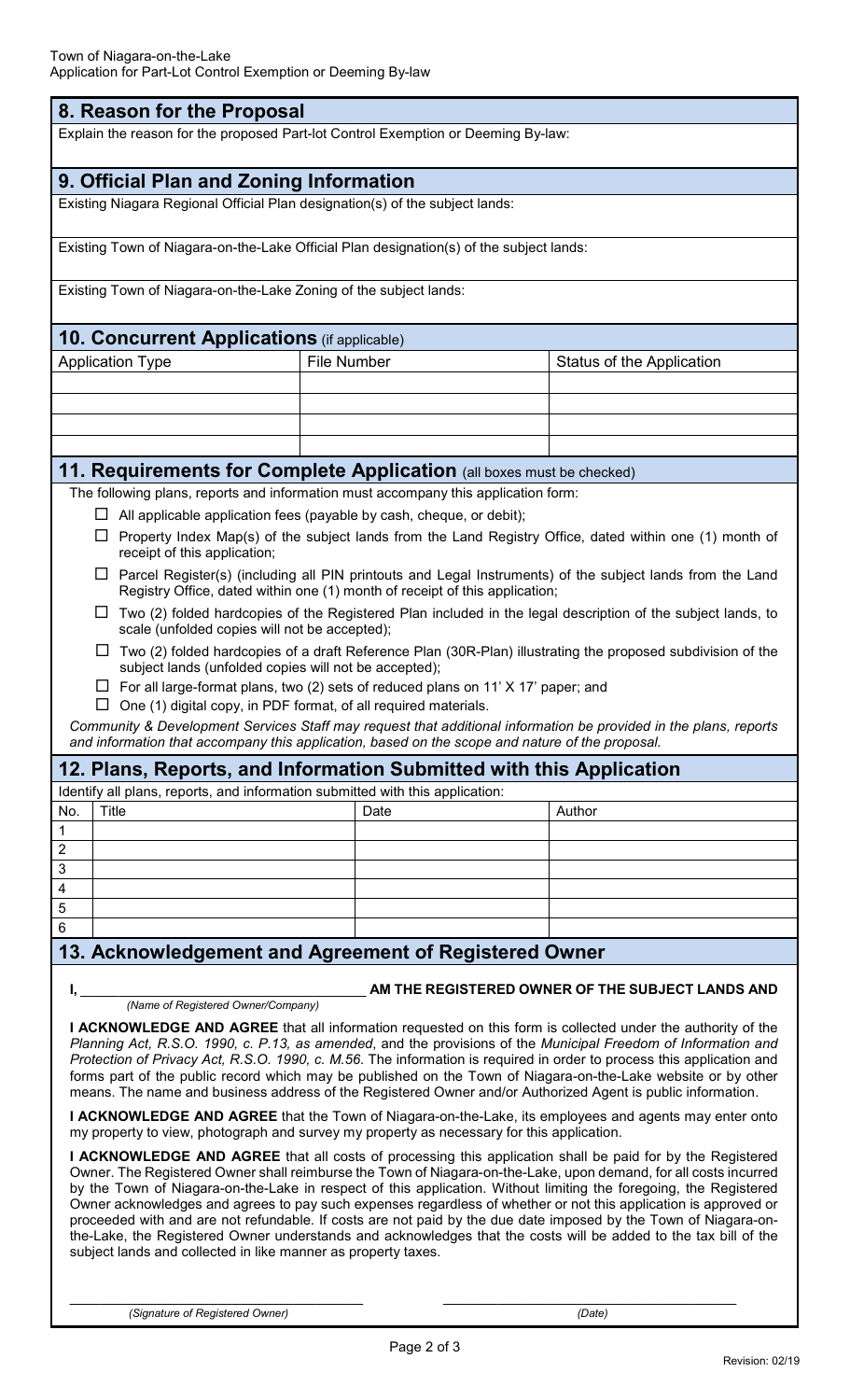## 8. Reason for the Proposal

Explain the reason for the proposed Part-lot Control Exemption or Deeming By-law:

## 9. Official Plan and Zoning Information

Existing Niagara Regional Official Plan designation(s) of the subject lands:

Existing Town of Niagara-on-the-Lake Official Plan designation(s) of the subject lands:

Existing Town of Niagara-on-the-Lake Zoning of the subject lands:

## 10. Concurrent Applications (if applicable)

| Application Type | File Number | Status of the Application |
|---|---|---|
| | | |
| | | |
| | | |
| | | |

## 11. Requirements for Complete Application (all boxes must be checked)

The following plans, reports and information must accompany this application form:

- ☐ All applicable application fees (payable by cash, cheque, or debit);
- ☐ Property Index Map(s) of the subject lands from the Land Registry Office, dated within one (1) month of receipt of this application;
- ☐ Parcel Register(s) (including all PIN printouts and Legal Instruments) of the subject lands from the Land Registry Office, dated within one (1) month of receipt of this application;
- ☐ Two (2) folded hardcopies of the Registered Plan included in the legal description of the subject lands, to scale (unfolded copies will not be accepted);
- ☐ Two (2) folded hardcopies of a draft Reference Plan (30R-Plan) illustrating the proposed subdivision of the subject lands (unfolded copies will not be accepted);
- ☐ For all large-format plans, two (2) sets of reduced plans on 11' X 17' paper; and
- ☐ One (1) digital copy, in PDF format, of all required materials.

*Community & Development Services Staff may request that additional information be provided in the plans, reports and information that accompany this application, based on the scope and nature of the proposal.*

## 12. Plans, Reports, and Information Submitted with this Application

Identify all plans, reports, and information submitted with this application:

| No. | Title | Date | Author |
|---|---|---|---|
| 1 | | | |
| 2 | | | |
| 3 | | | |
| 4 | | | |
| 5 | | | |
| 6 | | | |

## 13. Acknowledgement and Agreement of Registered Owner

**I, \_\_\_\_\_\_\_\_\_\_\_\_\_\_\_\_\_\_\_\_\_\_\_\_\_\_\_\_\_\_ AM THE REGISTERED OWNER OF THE SUBJECT LANDS AND**
*(Name of Registered Owner/Company)*

**I ACKNOWLEDGE AND AGREE** that all information requested on this form is collected under the authority of the *Planning Act, R.S.O. 1990, c. P.13, as amended*, and the provisions of the *Municipal Freedom of Information and Protection of Privacy Act, R.S.O. 1990, c. M.56*. The information is required in order to process this application and forms part of the public record which may be published on the Town of Niagara-on-the-Lake website or by other means. The name and business address of the Registered Owner and/or Authorized Agent is public information.

**I ACKNOWLEDGE AND AGREE** that the Town of Niagara-on-the-Lake, its employees and agents may enter onto my property to view, photograph and survey my property as necessary for this application.

**I ACKNOWLEDGE AND AGREE** that all costs of processing this application shall be paid for by the Registered Owner. The Registered Owner shall reimburse the Town of Niagara-on-the-Lake, upon demand, for all costs incurred by the Town of Niagara-on-the-Lake in respect of this application. Without limiting the foregoing, the Registered Owner acknowledges and agrees to pay such expenses regardless of whether or not this application is approved or proceeded with and are not refundable. If costs are not paid by the due date imposed by the Town of Niagara-on-the-Lake, the Registered Owner understands and acknowledges that the costs will be added to the tax bill of the subject lands and collected in like manner as property taxes.

\_\_\_\_\_\_\_\_\_\_\_\_\_\_\_\_\_\_\_\_\_\_\_\_\_\_\_\_\_\_ \_\_\_\_\_\_\_\_\_\_\_\_\_\_\_\_\_\_\_\_\_\_\_\_\_\_\_\_\_\_
*(Signature of Registered Owner)* *(Date)*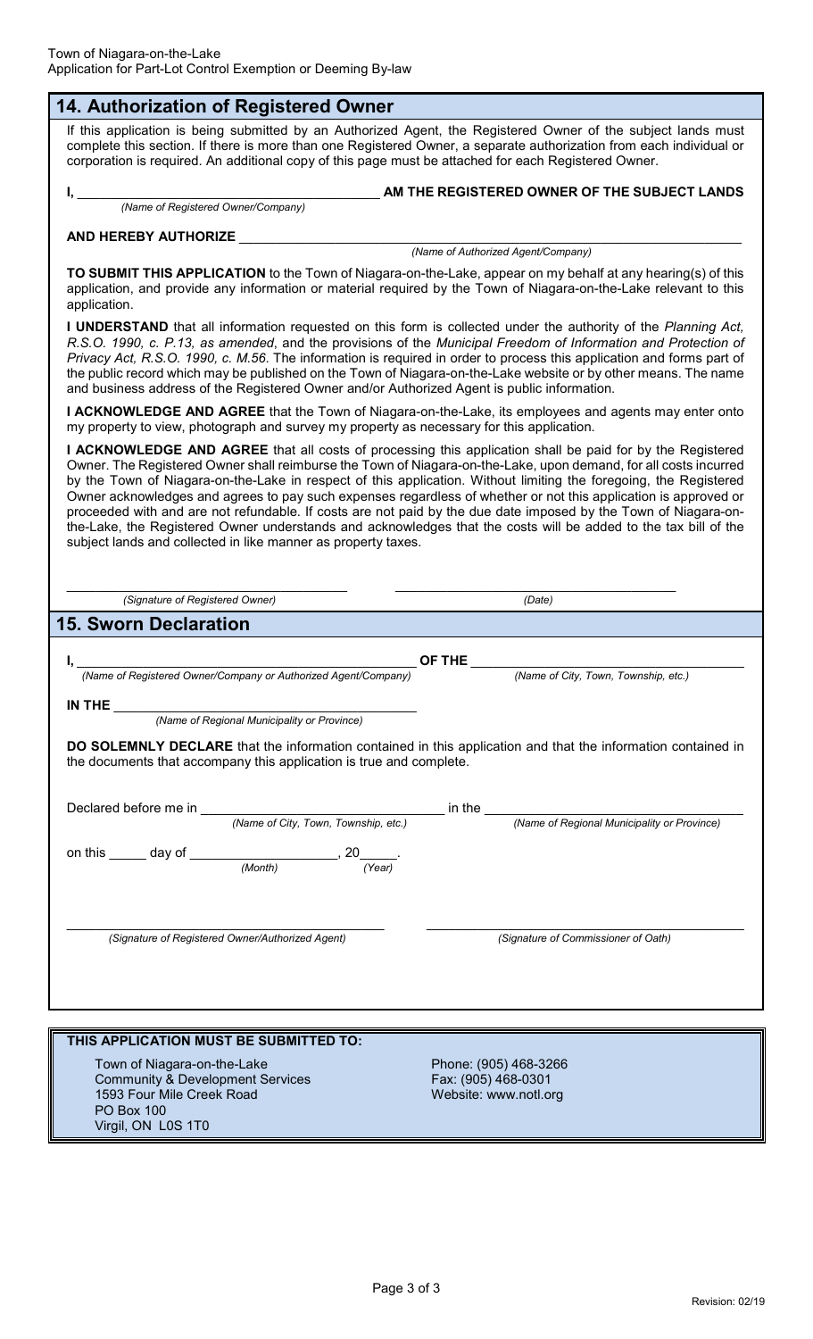## 14. Authorization of Registered Owner

If this application is being submitted by an Authorized Agent, the Registered Owner of the subject lands must complete this section. If there is more than one Registered Owner, a separate authorization from each individual or corporation is required. An additional copy of this page must be attached for each Registered Owner.

**I,** ________________________________________ **AM THE REGISTERED OWNER OF THE SUBJECT LANDS**
*(Name of Registered Owner/Company)*

**AND HEREBY AUTHORIZE** ________________________________________
*(Name of Authorized Agent/Company)*

**TO SUBMIT THIS APPLICATION** to the Town of Niagara-on-the-Lake, appear on my behalf at any hearing(s) of this application, and provide any information or material required by the Town of Niagara-on-the-Lake relevant to this application.

**I UNDERSTAND** that all information requested on this form is collected under the authority of the *Planning Act, R.S.O. 1990, c. P.13, as amended*, and the provisions of the *Municipal Freedom of Information and Protection of Privacy Act, R.S.O. 1990, c. M.56*. The information is required in order to process this application and forms part of the public record which may be published on the Town of Niagara-on-the-Lake website or by other means. The name and business address of the Registered Owner and/or Authorized Agent is public information.

**I ACKNOWLEDGE AND AGREE** that the Town of Niagara-on-the-Lake, its employees and agents may enter onto my property to view, photograph and survey my property as necessary for this application.

**I ACKNOWLEDGE AND AGREE** that all costs of processing this application shall be paid for by the Registered Owner. The Registered Owner shall reimburse the Town of Niagara-on-the-Lake, upon demand, for all costs incurred by the Town of Niagara-on-the-Lake in respect of this application. Without limiting the foregoing, the Registered Owner acknowledges and agrees to pay such expenses regardless of whether or not this application is approved or proceeded with and are not refundable. If costs are not paid by the due date imposed by the Town of Niagara-on-the-Lake, the Registered Owner understands and acknowledges that the costs will be added to the tax bill of the subject lands and collected in like manner as property taxes.

________________________________________ ________________________________________
*(Signature of Registered Owner)* *(Date)*

## 15. Sworn Declaration

**I,** ________________________________________ **OF THE** ________________________________________
*(Name of Registered Owner/Company or Authorized Agent/Company)* *(Name of City, Town, Township, etc.)*

**IN THE** ________________________________________
*(Name of Regional Municipality or Province)*

**DO SOLEMNLY DECLARE** that the information contained in this application and that the information contained in the documents that accompany this application is true and complete.

Declared before me in ________________________________ in the ________________________________
*(Name of City, Town, Township, etc.)* *(Name of Regional Municipality or Province)*

on this _____ day of ____________________, 20_____.
*(Month)* *(Year)*

________________________________________ ________________________________________
*(Signature of Registered Owner/Authorized Agent)* *(Signature of Commissioner of Oath)*

**THIS APPLICATION MUST BE SUBMITTED TO:**

Town of Niagara-on-the-Lake
Community & Development Services
1593 Four Mile Creek Road
PO Box 100
Virgil, ON L0S 1T0

Phone: (905) 468-3266
Fax: (905) 468-0301
Website: www.notl.org